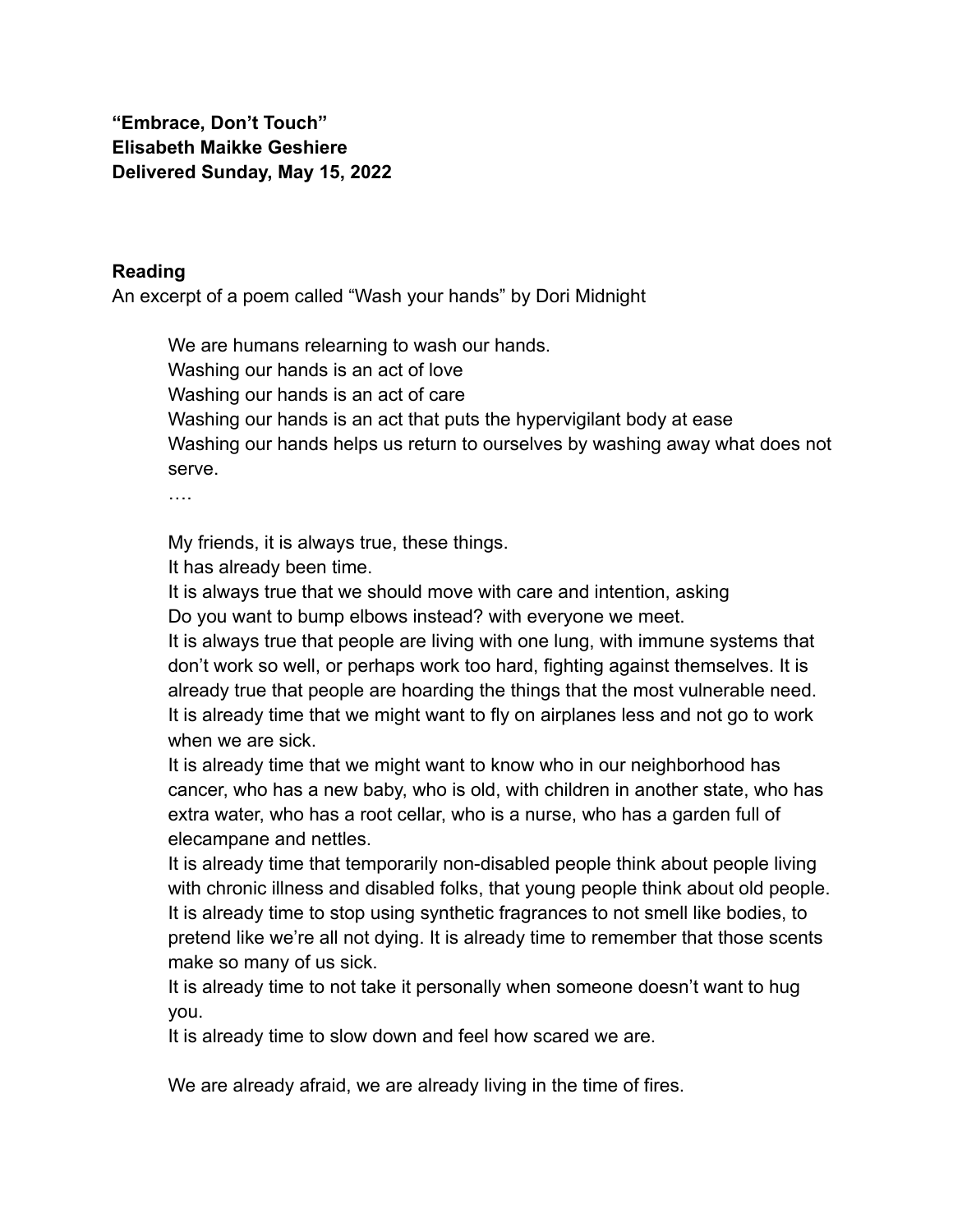**“Embrace, Don’t Touch”**
**Elisabeth Maikke Geshiere**
**Delivered Sunday, May 15, 2022**

## Reading

An excerpt of a poem called “Wash your hands” by Dori Midnight

> We are humans relearning to wash our hands.
> Washing our hands is an act of love
> Washing our hands is an act of care
> Washing our hands is an act that puts the hypervigilant body at ease
> Washing our hands helps us return to ourselves by washing away what does not serve.
> ….
>
> My friends, it is always true, these things.
> It has already been time.
> It is always true that we should move with care and intention, asking
> Do you want to bump elbows instead? with everyone we meet.
> It is always true that people are living with one lung, with immune systems that don’t work so well, or perhaps work too hard, fighting against themselves. It is already true that people are hoarding the things that the most vulnerable need.
> It is already time that we might want to fly on airplanes less and not go to work when we are sick.
> It is already time that we might want to know who in our neighborhood has cancer, who has a new baby, who is old, with children in another state, who has extra water, who has a root cellar, who is a nurse, who has a garden full of elecampane and nettles.
> It is already time that temporarily non-disabled people think about people living with chronic illness and disabled folks, that young people think about old people.
> It is already time to stop using synthetic fragrances to not smell like bodies, to pretend like we’re all not dying. It is already time to remember that those scents make so many of us sick.
> It is already time to not take it personally when someone doesn’t want to hug you.
> It is already time to slow down and feel how scared we are.
>
> We are already afraid, we are already living in the time of fires.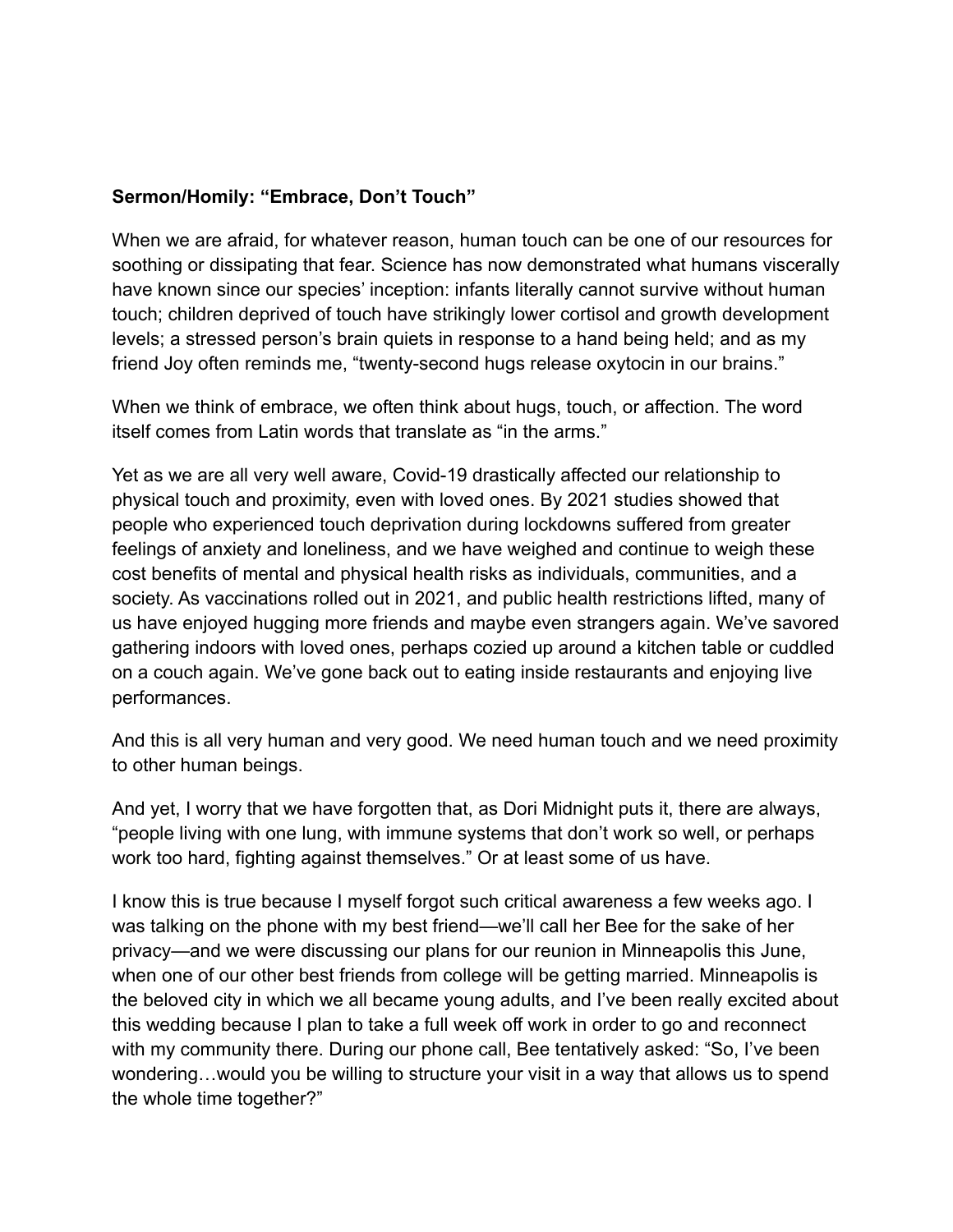**Sermon/Homily: "Embrace, Don't Touch"**

When we are afraid, for whatever reason, human touch can be one of our resources for soothing or dissipating that fear. Science has now demonstrated what humans viscerally have known since our species' inception: infants literally cannot survive without human touch; children deprived of touch have strikingly lower cortisol and growth development levels; a stressed person's brain quiets in response to a hand being held; and as my friend Joy often reminds me, "twenty-second hugs release oxytocin in our brains."

When we think of embrace, we often think about hugs, touch, or affection. The word itself comes from Latin words that translate as "in the arms."

Yet as we are all very well aware, Covid-19 drastically affected our relationship to physical touch and proximity, even with loved ones. By 2021 studies showed that people who experienced touch deprivation during lockdowns suffered from greater feelings of anxiety and loneliness, and we have weighed and continue to weigh these cost benefits of mental and physical health risks as individuals, communities, and a society. As vaccinations rolled out in 2021, and public health restrictions lifted, many of us have enjoyed hugging more friends and maybe even strangers again. We've savored gathering indoors with loved ones, perhaps cozied up around a kitchen table or cuddled on a couch again. We've gone back out to eating inside restaurants and enjoying live performances.

And this is all very human and very good. We need human touch and we need proximity to other human beings.

And yet, I worry that we have forgotten that, as Dori Midnight puts it, there are always, "people living with one lung, with immune systems that don't work so well, or perhaps work too hard, fighting against themselves." Or at least some of us have.

I know this is true because I myself forgot such critical awareness a few weeks ago. I was talking on the phone with my best friend—we'll call her Bee for the sake of her privacy—and we were discussing our plans for our reunion in Minneapolis this June, when one of our other best friends from college will be getting married. Minneapolis is the beloved city in which we all became young adults, and I've been really excited about this wedding because I plan to take a full week off work in order to go and reconnect with my community there. During our phone call, Bee tentatively asked: "So, I've been wondering…would you be willing to structure your visit in a way that allows us to spend the whole time together?"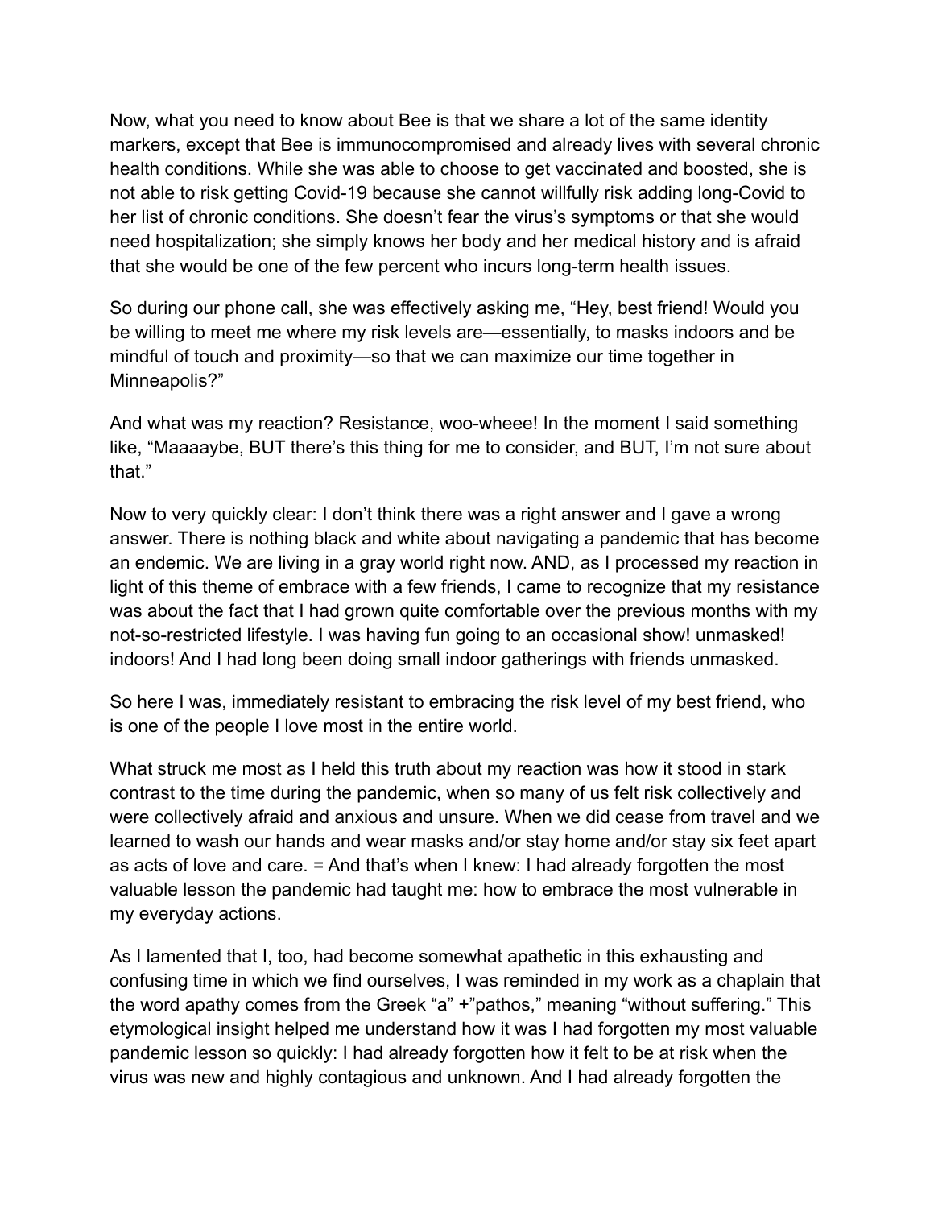Now, what you need to know about Bee is that we share a lot of the same identity markers, except that Bee is immunocompromised and already lives with several chronic health conditions. While she was able to choose to get vaccinated and boosted, she is not able to risk getting Covid-19 because she cannot willfully risk adding long-Covid to her list of chronic conditions. She doesn't fear the virus's symptoms or that she would need hospitalization; she simply knows her body and her medical history and is afraid that she would be one of the few percent who incurs long-term health issues.

So during our phone call, she was effectively asking me, "Hey, best friend! Would you be willing to meet me where my risk levels are—essentially, to masks indoors and be mindful of touch and proximity—so that we can maximize our time together in Minneapolis?"

And what was my reaction? Resistance, woo-wheee! In the moment I said something like, "Maaaaybe, BUT there's this thing for me to consider, and BUT, I'm not sure about that."

Now to very quickly clear: I don't think there was a right answer and I gave a wrong answer. There is nothing black and white about navigating a pandemic that has become an endemic. We are living in a gray world right now. AND, as I processed my reaction in light of this theme of embrace with a few friends, I came to recognize that my resistance was about the fact that I had grown quite comfortable over the previous months with my not-so-restricted lifestyle. I was having fun going to an occasional show! unmasked! indoors! And I had long been doing small indoor gatherings with friends unmasked.

So here I was, immediately resistant to embracing the risk level of my best friend, who is one of the people I love most in the entire world.

What struck me most as I held this truth about my reaction was how it stood in stark contrast to the time during the pandemic, when so many of us felt risk collectively and were collectively afraid and anxious and unsure. When we did cease from travel and we learned to wash our hands and wear masks and/or stay home and/or stay six feet apart as acts of love and care. = And that's when I knew: I had already forgotten the most valuable lesson the pandemic had taught me: how to embrace the most vulnerable in my everyday actions.

As I lamented that I, too, had become somewhat apathetic in this exhausting and confusing time in which we find ourselves, I was reminded in my work as a chaplain that the word apathy comes from the Greek "a" +"pathos," meaning "without suffering." This etymological insight helped me understand how it was I had forgotten my most valuable pandemic lesson so quickly: I had already forgotten how it felt to be at risk when the virus was new and highly contagious and unknown. And I had already forgotten the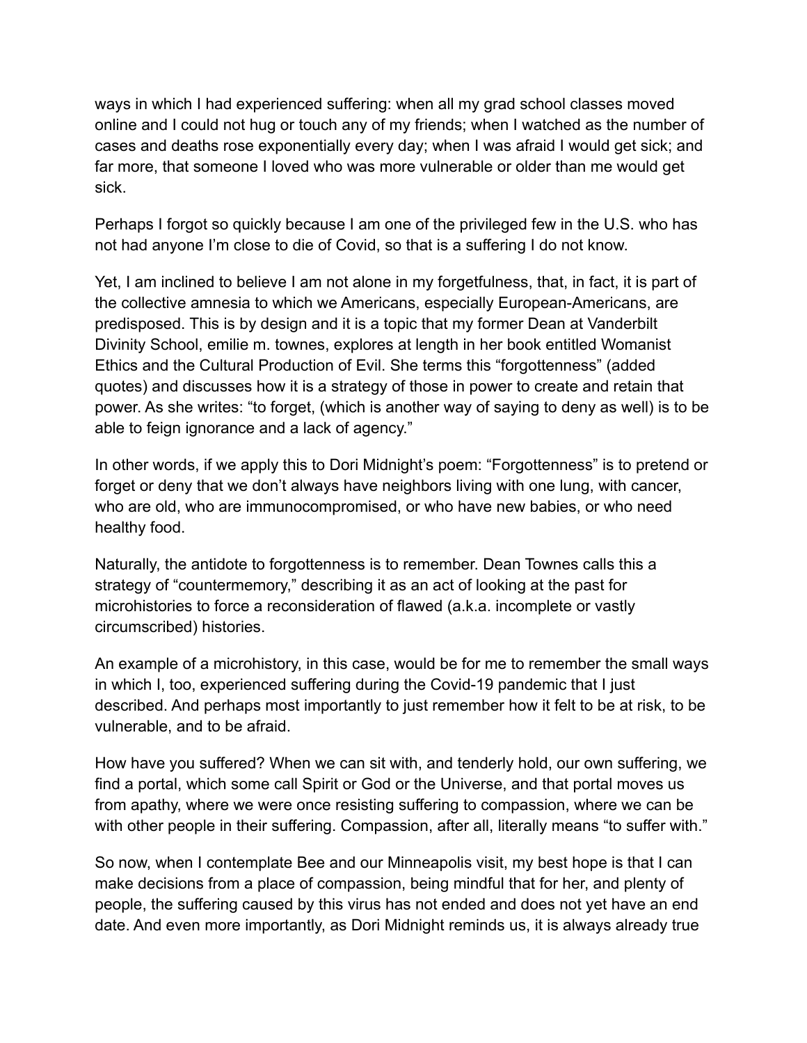ways in which I had experienced suffering: when all my grad school classes moved online and I could not hug or touch any of my friends; when I watched as the number of cases and deaths rose exponentially every day; when I was afraid I would get sick; and far more, that someone I loved who was more vulnerable or older than me would get sick.

Perhaps I forgot so quickly because I am one of the privileged few in the U.S. who has not had anyone I'm close to die of Covid, so that is a suffering I do not know.

Yet, I am inclined to believe I am not alone in my forgetfulness, that, in fact, it is part of the collective amnesia to which we Americans, especially European-Americans, are predisposed. This is by design and it is a topic that my former Dean at Vanderbilt Divinity School, emilie m. townes, explores at length in her book entitled Womanist Ethics and the Cultural Production of Evil. She terms this "forgottenness" (added quotes) and discusses how it is a strategy of those in power to create and retain that power. As she writes: "to forget, (which is another way of saying to deny as well) is to be able to feign ignorance and a lack of agency."

In other words, if we apply this to Dori Midnight's poem: "Forgottenness" is to pretend or forget or deny that we don't always have neighbors living with one lung, with cancer, who are old, who are immunocompromised, or who have new babies, or who need healthy food.

Naturally, the antidote to forgottenness is to remember. Dean Townes calls this a strategy of "countermemory," describing it as an act of looking at the past for microhistories to force a reconsideration of flawed (a.k.a. incomplete or vastly circumscribed) histories.

An example of a microhistory, in this case, would be for me to remember the small ways in which I, too, experienced suffering during the Covid-19 pandemic that I just described. And perhaps most importantly to just remember how it felt to be at risk, to be vulnerable, and to be afraid.

How have you suffered? When we can sit with, and tenderly hold, our own suffering, we find a portal, which some call Spirit or God or the Universe, and that portal moves us from apathy, where we were once resisting suffering to compassion, where we can be with other people in their suffering. Compassion, after all, literally means "to suffer with."

So now, when I contemplate Bee and our Minneapolis visit, my best hope is that I can make decisions from a place of compassion, being mindful that for her, and plenty of people, the suffering caused by this virus has not ended and does not yet have an end date. And even more importantly, as Dori Midnight reminds us, it is always already true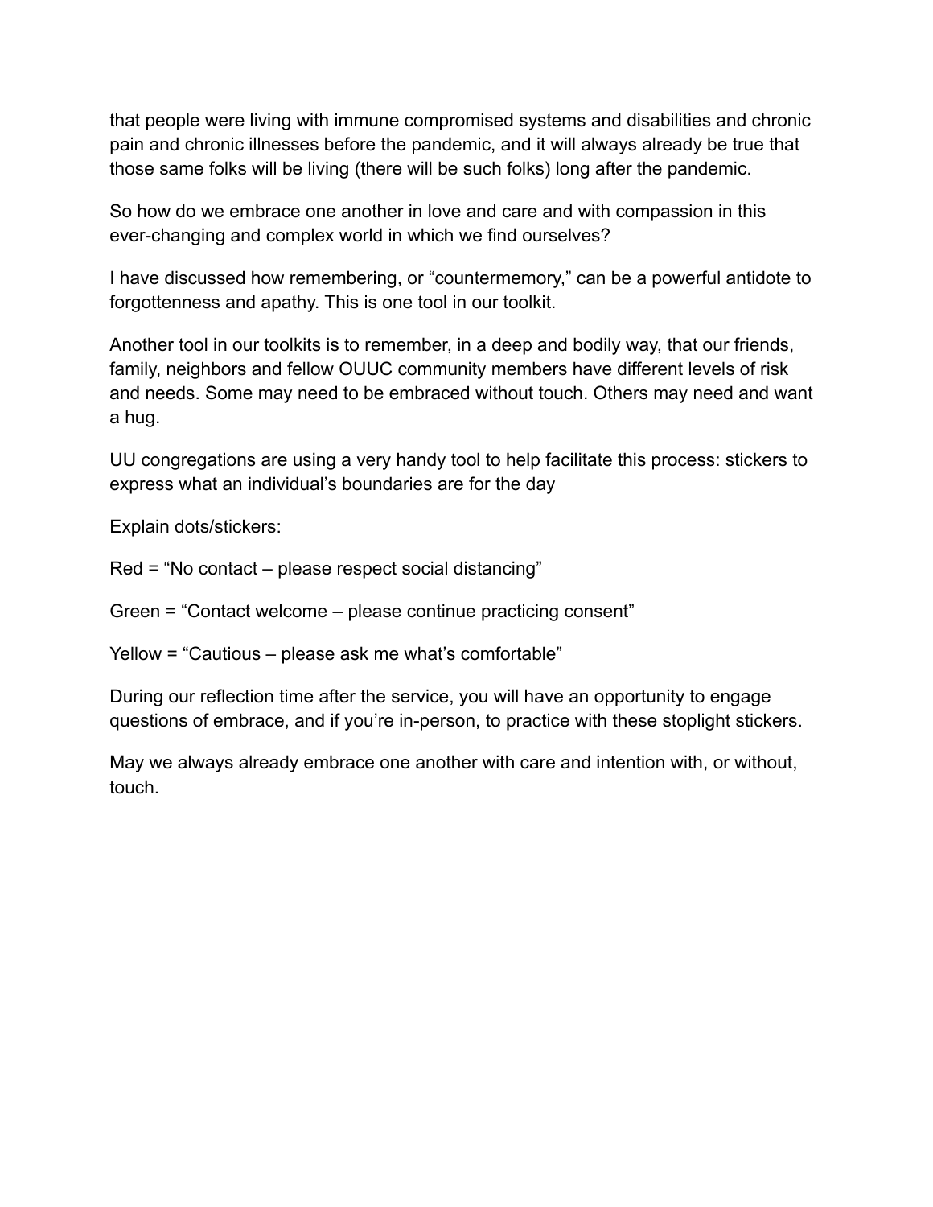that people were living with immune compromised systems and disabilities and chronic pain and chronic illnesses before the pandemic, and it will always already be true that those same folks will be living (there will be such folks) long after the pandemic.

So how do we embrace one another in love and care and with compassion in this ever-changing and complex world in which we find ourselves?

I have discussed how remembering, or “countermemory,” can be a powerful antidote to forgottenness and apathy. This is one tool in our toolkit.

Another tool in our toolkits is to remember, in a deep and bodily way, that our friends, family, neighbors and fellow OUUC community members have different levels of risk and needs. Some may need to be embraced without touch. Others may need and want a hug.

UU congregations are using a very handy tool to help facilitate this process: stickers to express what an individual’s boundaries are for the day

Explain dots/stickers:

Red = “No contact – please respect social distancing”

Green = “Contact welcome – please continue practicing consent”

Yellow = “Cautious – please ask me what’s comfortable”

During our reflection time after the service, you will have an opportunity to engage questions of embrace, and if you’re in-person, to practice with these stoplight stickers.

May we always already embrace one another with care and intention with, or without, touch.